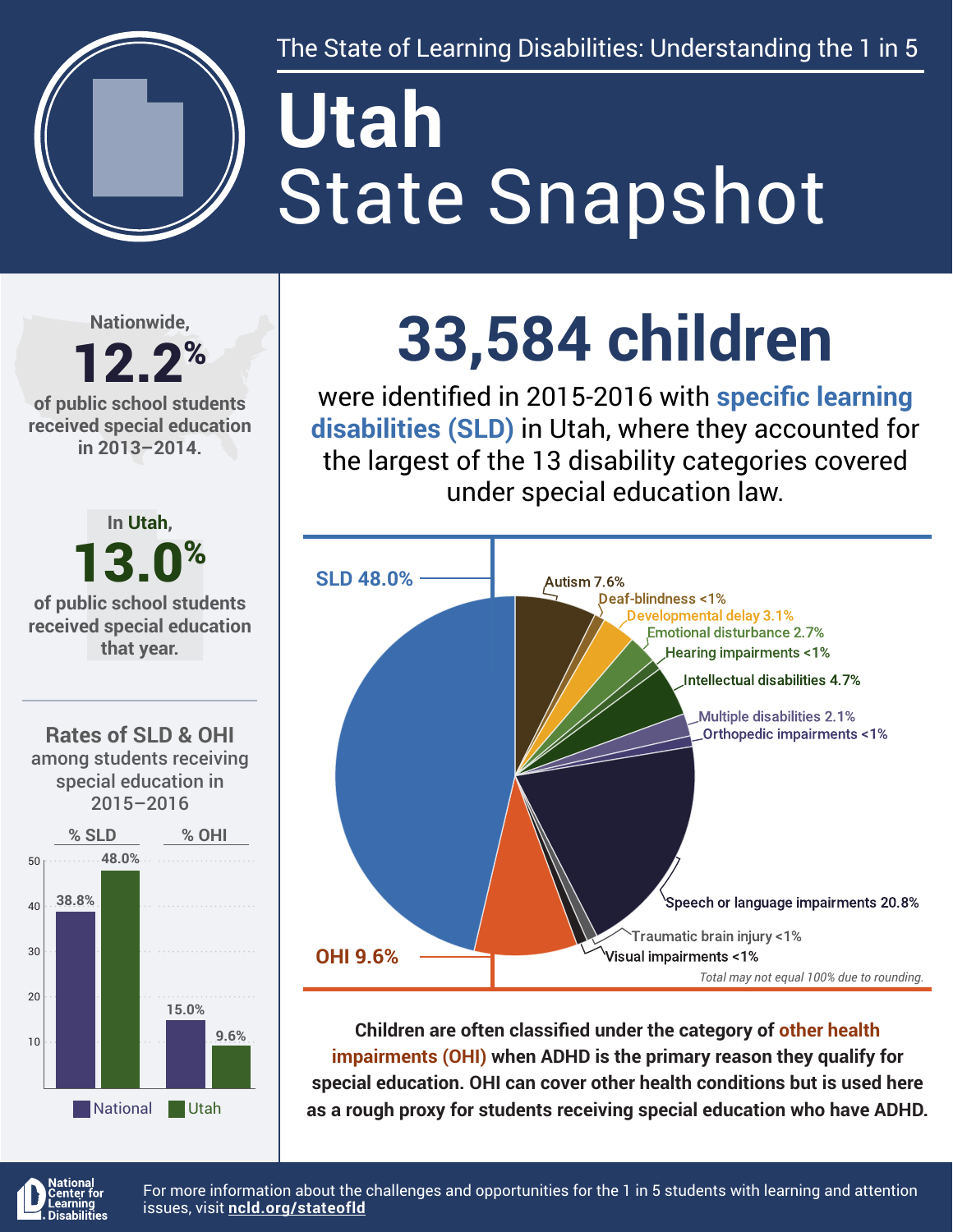The State of Learning Disabilities: Understanding the 1 in 5

# Utah
# State Snapshot

Nationwide,

**12.2%**

of public school students received special education in 2013–2014.

In Utah,

**13.0%**

of public school students received special education that year.

## 33,584 children

were identified in 2015-2016 with **specific learning disabilities (SLD)** in Utah, where they accounted for the largest of the 13 disability categories covered under special education law.

| Category | % |
|---|---|
| SLD | 48.0% |
| Autism | 7.6% |
| Deaf-blindness | <1% |
| Developmental delay | 3.1% |
| Emotional disturbance | 2.7% |
| Hearing impairments | <1% |
| Intellectual disabilities | 4.7% |
| Multiple disabilities | 2.1% |
| Orthopedic impairments | <1% |
| Speech or language impairments | 20.8% |
| Traumatic brain injury | <1% |
| Visual impairments | <1% |
| OHI | 9.6% |

*Total may not equal 100% due to rounding.*

### Rates of SLD & OHI among students receiving special education in 2015–2016

| | % SLD | % OHI |
|---|---|---|
| National | 38.8% | 15.0% |
| Utah | 48.0% | 9.6% |

**Children are often classified under the category of other health impairments (OHI) when ADHD is the primary reason they qualify for special education. OHI can cover other health conditions but is used here as a rough proxy for students receiving special education who have ADHD.**

National Center for Learning Disabilities

For more information about the challenges and opportunities for the 1 in 5 students with learning and attention issues, visit **ncld.org/stateofld**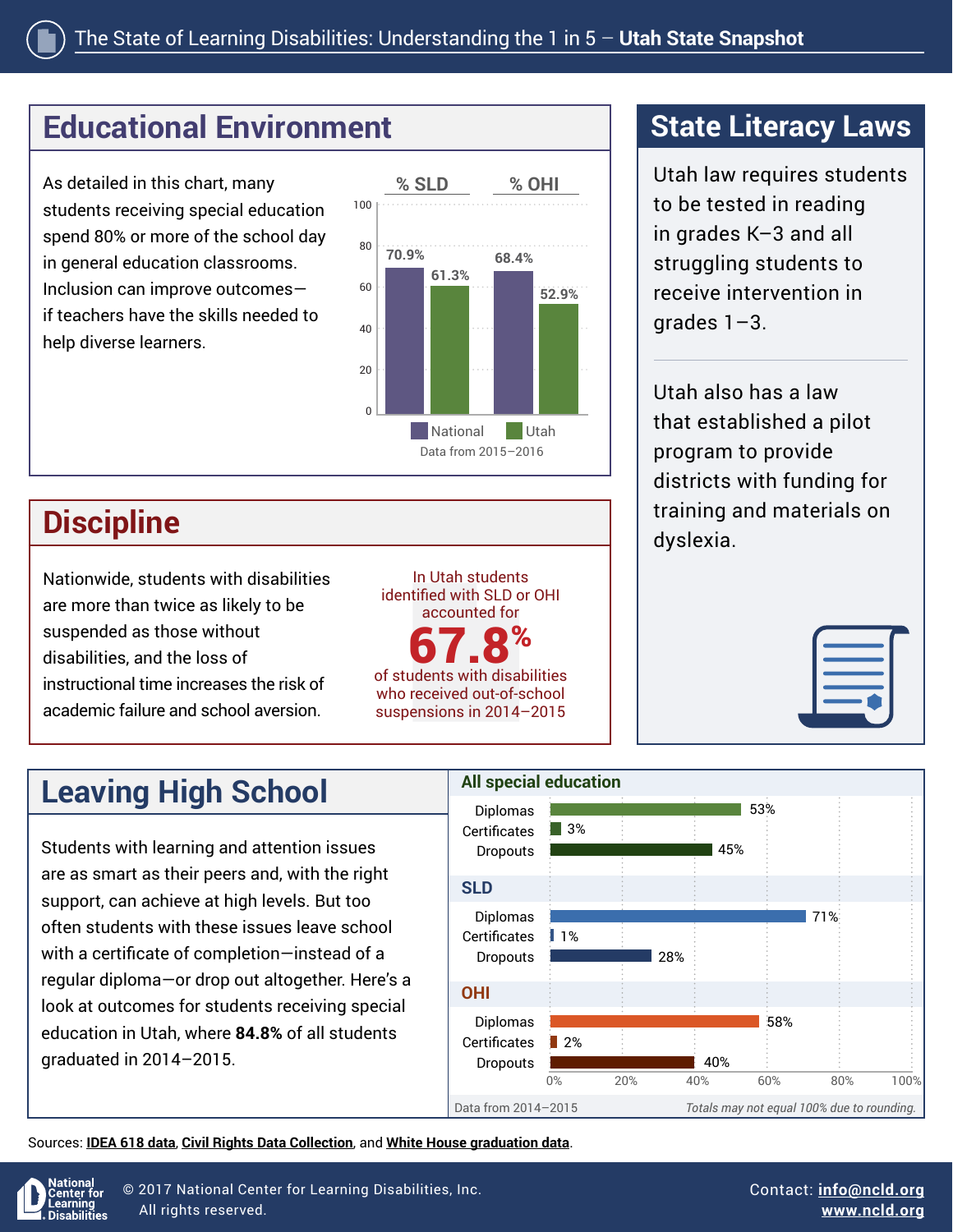# The State of Learning Disabilities: Understanding the 1 in 5 – **Utah State Snapshot**

## Educational Environment

As detailed in this chart, many students receiving special education spend 80% or more of the school day in general education classrooms. Inclusion can improve outcomes—if teachers have the skills needed to help diverse learners.

% SLD
% OHI
100
80
60
40
20
0
70.9%
61.3%
68.4%
52.9%
National
Utah
Data from 2015–2016

## State Literacy Laws

Utah law requires students to be tested in reading in grades K–3 and all struggling students to receive intervention in grades 1–3.

Utah also has a law that established a pilot program to provide districts with funding for training and materials on dyslexia.

## Discipline

Nationwide, students with disabilities are more than twice as likely to be suspended as those without disabilities, and the loss of instructional time increases the risk of academic failure and school aversion.

In Utah students identified with SLD or OHI accounted for **67.8%** of students with disabilities who received out-of-school suspensions in 2014–2015

## Leaving High School

Students with learning and attention issues are as smart as their peers and, with the right support, can achieve at high levels. But too often students with these issues leave school with a certificate of completion—instead of a regular diploma—or drop out altogether. Here's a look at outcomes for students receiving special education in Utah, where **84.8%** of all students graduated in 2014–2015.

**All special education**
Diplomas 53%
Certificates 3%
Dropouts 45%

**SLD**
Diplomas 71%
Certificates 1%
Dropouts 28%

**OHI**
Diplomas 58%
Certificates 2%
Dropouts 40%

0% 20% 40% 60% 80% 100%

Data from 2014–2015

*Totals may not equal 100% due to rounding.*

Sources: **IDEA 618 data**, **Civil Rights Data Collection**, and **White House graduation data**.

National Center for Learning Disabilities

© 2017 National Center for Learning Disabilities, Inc. All rights reserved.

Contact: **info@ncld.org** **www.ncld.org**